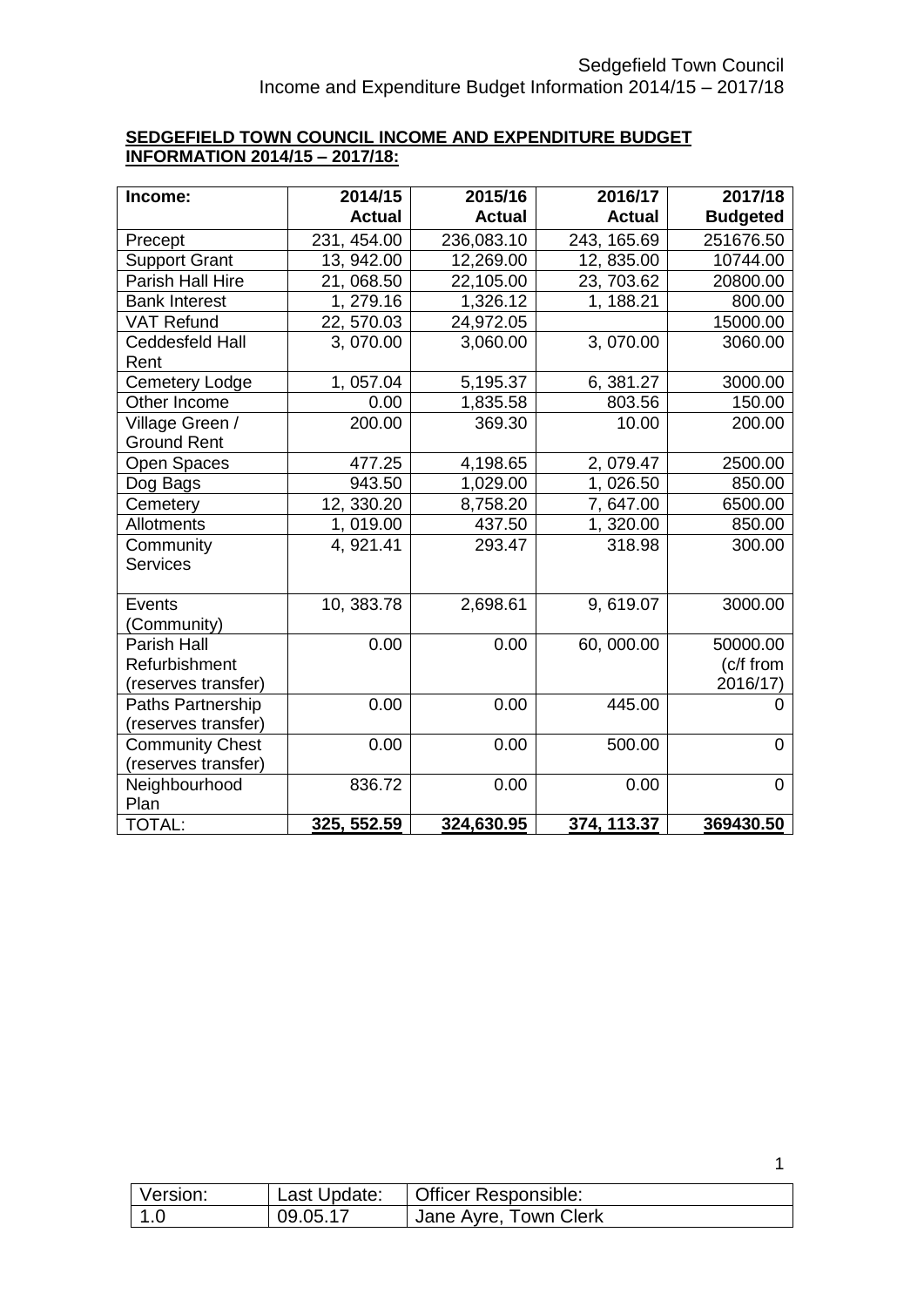**SEDGEFIELD TOWN COUNCIL INCOME AND EXPENDITURE BUDGET INFORMATION 2014/15 – 2017/18:**

| Income: | 2014/15 Actual | 2015/16 Actual | 2016/17 Actual | 2017/18 Budgeted |
|---|---|---|---|---|
| Precept | 231, 454.00 | 236,083.10 | 243, 165.69 | 251676.50 |
| Support Grant | 13, 942.00 | 12,269.00 | 12, 835.00 | 10744.00 |
| Parish Hall Hire | 21, 068.50 | 22,105.00 | 23, 703.62 | 20800.00 |
| Bank Interest | 1, 279.16 | 1,326.12 | 1, 188.21 | 800.00 |
| VAT Refund | 22, 570.03 | 24,972.05 | | 15000.00 |
| Ceddesfeld Hall Rent | 3, 070.00 | 3,060.00 | 3, 070.00 | 3060.00 |
| Cemetery Lodge | 1, 057.04 | 5,195.37 | 6, 381.27 | 3000.00 |
| Other Income | 0.00 | 1,835.58 | 803.56 | 150.00 |
| Village Green / Ground Rent | 200.00 | 369.30 | 10.00 | 200.00 |
| Open Spaces | 477.25 | 4,198.65 | 2, 079.47 | 2500.00 |
| Dog Bags | 943.50 | 1,029.00 | 1, 026.50 | 850.00 |
| Cemetery | 12, 330.20 | 8,758.20 | 7, 647.00 | 6500.00 |
| Allotments | 1, 019.00 | 437.50 | 1, 320.00 | 850.00 |
| Community Services | 4, 921.41 | 293.47 | 318.98 | 300.00 |
| Events (Community) | 10, 383.78 | 2,698.61 | 9, 619.07 | 3000.00 |
| Parish Hall Refurbishment (reserves transfer) | 0.00 | 0.00 | 60, 000.00 | 50000.00 (c/f from 2016/17) |
| Paths Partnership (reserves transfer) | 0.00 | 0.00 | 445.00 | 0 |
| Community Chest (reserves transfer) | 0.00 | 0.00 | 500.00 | 0 |
| Neighbourhood Plan | 836.72 | 0.00 | 0.00 | 0 |
| TOTAL: | **325, 552.59** | **324,630.95** | **374, 113.37** | **369430.50** |

| Version: | Last Update: | Officer Responsible: |
|---|---|---|
| 1.0 | 09.05.17 | Jane Ayre, Town Clerk |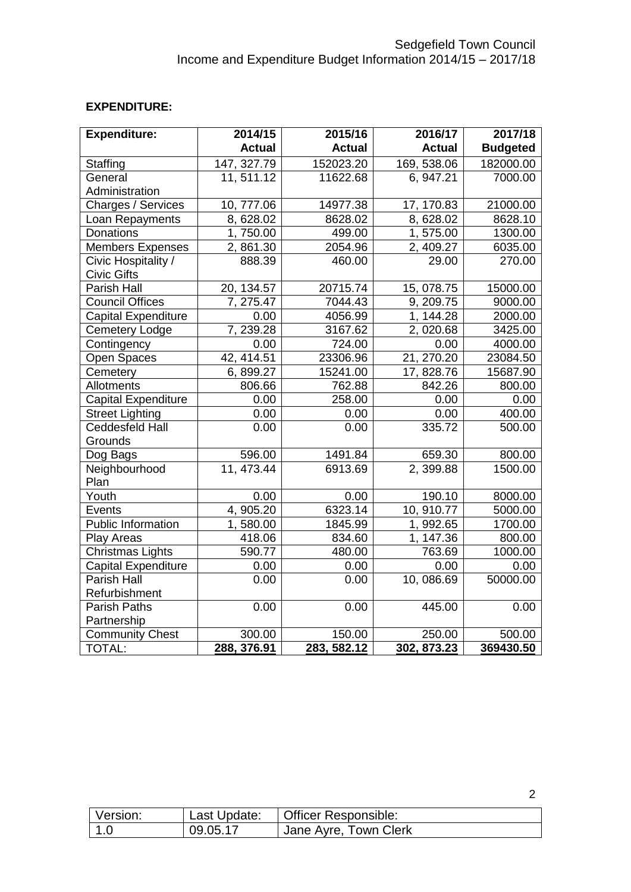**EXPENDITURE:**

| Expenditure: | 2014/15 Actual | 2015/16 Actual | 2016/17 Actual | 2017/18 Budgeted |
|---|---|---|---|---|
| Staffing | 147, 327.79 | 152023.20 | 169, 538.06 | 182000.00 |
| General Administration | 11, 511.12 | 11622.68 | 6, 947.21 | 7000.00 |
| Charges / Services | 10, 777.06 | 14977.38 | 17, 170.83 | 21000.00 |
| Loan Repayments | 8, 628.02 | 8628.02 | 8, 628.02 | 8628.10 |
| Donations | 1, 750.00 | 499.00 | 1, 575.00 | 1300.00 |
| Members Expenses | 2, 861.30 | 2054.96 | 2, 409.27 | 6035.00 |
| Civic Hospitality / Civic Gifts | 888.39 | 460.00 | 29.00 | 270.00 |
| Parish Hall | 20, 134.57 | 20715.74 | 15, 078.75 | 15000.00 |
| Council Offices | 7, 275.47 | 7044.43 | 9, 209.75 | 9000.00 |
| Capital Expenditure | 0.00 | 4056.99 | 1, 144.28 | 2000.00 |
| Cemetery Lodge | 7, 239.28 | 3167.62 | 2, 020.68 | 3425.00 |
| Contingency | 0.00 | 724.00 | 0.00 | 4000.00 |
| Open Spaces | 42, 414.51 | 23306.96 | 21, 270.20 | 23084.50 |
| Cemetery | 6, 899.27 | 15241.00 | 17, 828.76 | 15687.90 |
| Allotments | 806.66 | 762.88 | 842.26 | 800.00 |
| Capital Expenditure | 0.00 | 258.00 | 0.00 | 0.00 |
| Street Lighting | 0.00 | 0.00 | 0.00 | 400.00 |
| Ceddesfeld Hall Grounds | 0.00 | 0.00 | 335.72 | 500.00 |
| Dog Bags | 596.00 | 1491.84 | 659.30 | 800.00 |
| Neighbourhood Plan | 11, 473.44 | 6913.69 | 2, 399.88 | 1500.00 |
| Youth | 0.00 | 0.00 | 190.10 | 8000.00 |
| Events | 4, 905.20 | 6323.14 | 10, 910.77 | 5000.00 |
| Public Information | 1, 580.00 | 1845.99 | 1, 992.65 | 1700.00 |
| Play Areas | 418.06 | 834.60 | 1, 147.36 | 800.00 |
| Christmas Lights | 590.77 | 480.00 | 763.69 | 1000.00 |
| Capital Expenditure | 0.00 | 0.00 | 0.00 | 0.00 |
| Parish Hall Refurbishment | 0.00 | 0.00 | 10, 086.69 | 50000.00 |
| Parish Paths Partnership | 0.00 | 0.00 | 445.00 | 0.00 |
| Community Chest | 300.00 | 150.00 | 250.00 | 500.00 |
| TOTAL: | **288, 376.91** | **283, 582.12** | **302, 873.23** | **369430.50** |

| Version: | Last Update: | Officer Responsible: |
|---|---|---|
| 1.0 | 09.05.17 | Jane Ayre, Town Clerk |